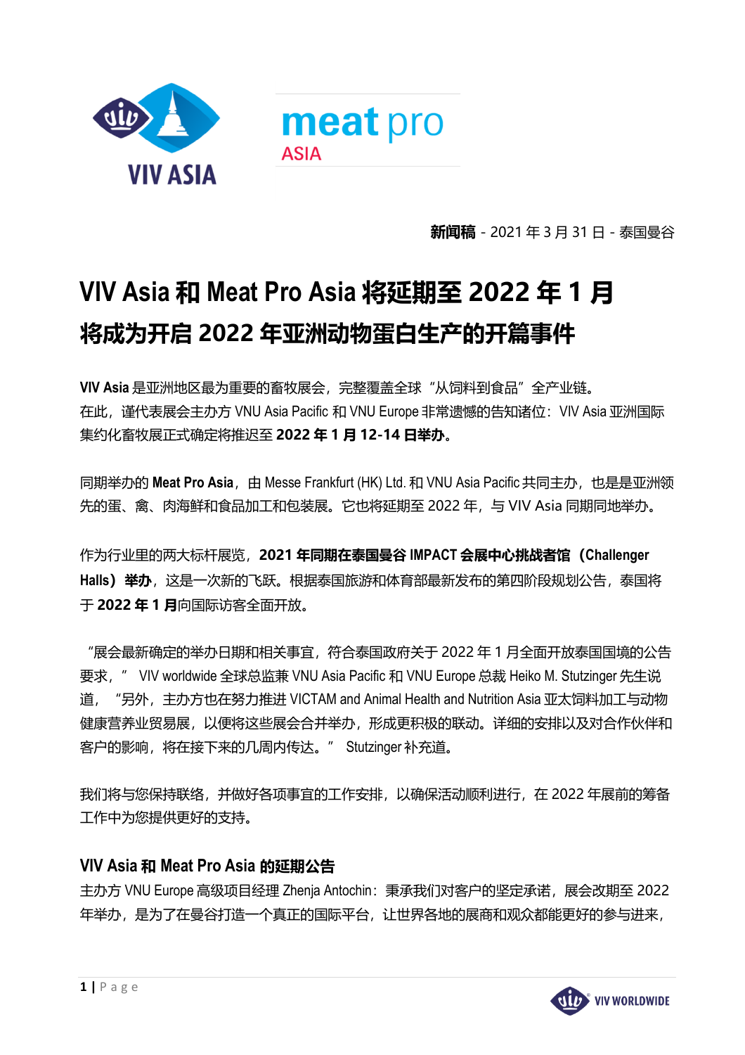**新闻稿** - 2021 年 3 月 31 日 - 泰国曼谷

# VIV Asia 和 Meat Pro Asia 将延期至 2022 年 1 月

# 将成为开启 2022 年亚洲动物蛋白生产的开篇事件

**VIV Asia** 是亚洲地区最为重要的畜牧展会，完整覆盖全球“从饲料到食品”全产业链。在此，谨代表展会主办方 VNU Asia Pacific 和 VNU Europe 非常遗憾的告知诸位：VIV Asia 亚洲国际集约化畜牧展正式确定将推迟至 **2022 年 1 月 12-14 日举办。**

同期举办的 **Meat Pro Asia**，由 Messe Frankfurt (HK) Ltd. 和 VNU Asia Pacific 共同主办，也是是亚洲领先的蛋、禽、肉海鲜和食品加工和包装展。它也将延期至 2022 年，与 VIV Asia 同期同地举办。

作为行业里的两大标杆展览，**2021 年同期在泰国曼谷 IMPACT 会展中心挑战者馆（Challenger Halls）举办**，这是一次新的飞跃。根据泰国旅游和体育部最新发布的第四阶段规划公告，泰国将于 **2022 年 1 月**向国际访客全面开放。

“展会最新确定的举办日期和相关事宜，符合泰国政府关于 2022 年 1 月全面开放泰国国境的公告要求，” VIV worldwide 全球总监兼 VNU Asia Pacific 和 VNU Europe 总裁 Heiko M. Stutzinger 先生说道，“另外，主办方也在努力推进 VICTAM and Animal Health and Nutrition Asia 亚太饲料加工与动物健康营养业贸易展，以便将这些展会合并举办，形成更积极的联动。详细的安排以及对合作伙伴和客户的影响，将在接下来的几周内传达。” Stutzinger 补充道。

我们将与您保持联络，并做好各项事宜的工作安排，以确保活动顺利进行，在 2022 年展前的筹备工作中为您提供更好的支持。

## VIV Asia 和 Meat Pro Asia 的延期公告

主办方 VNU Europe 高级项目经理 Zhenja Antochin：秉承我们对客户的坚定承诺，展会改期至 2022 年举办，是为了在曼谷打造一个真正的国际平台，让世界各地的展商和观众都能更好的参与进来，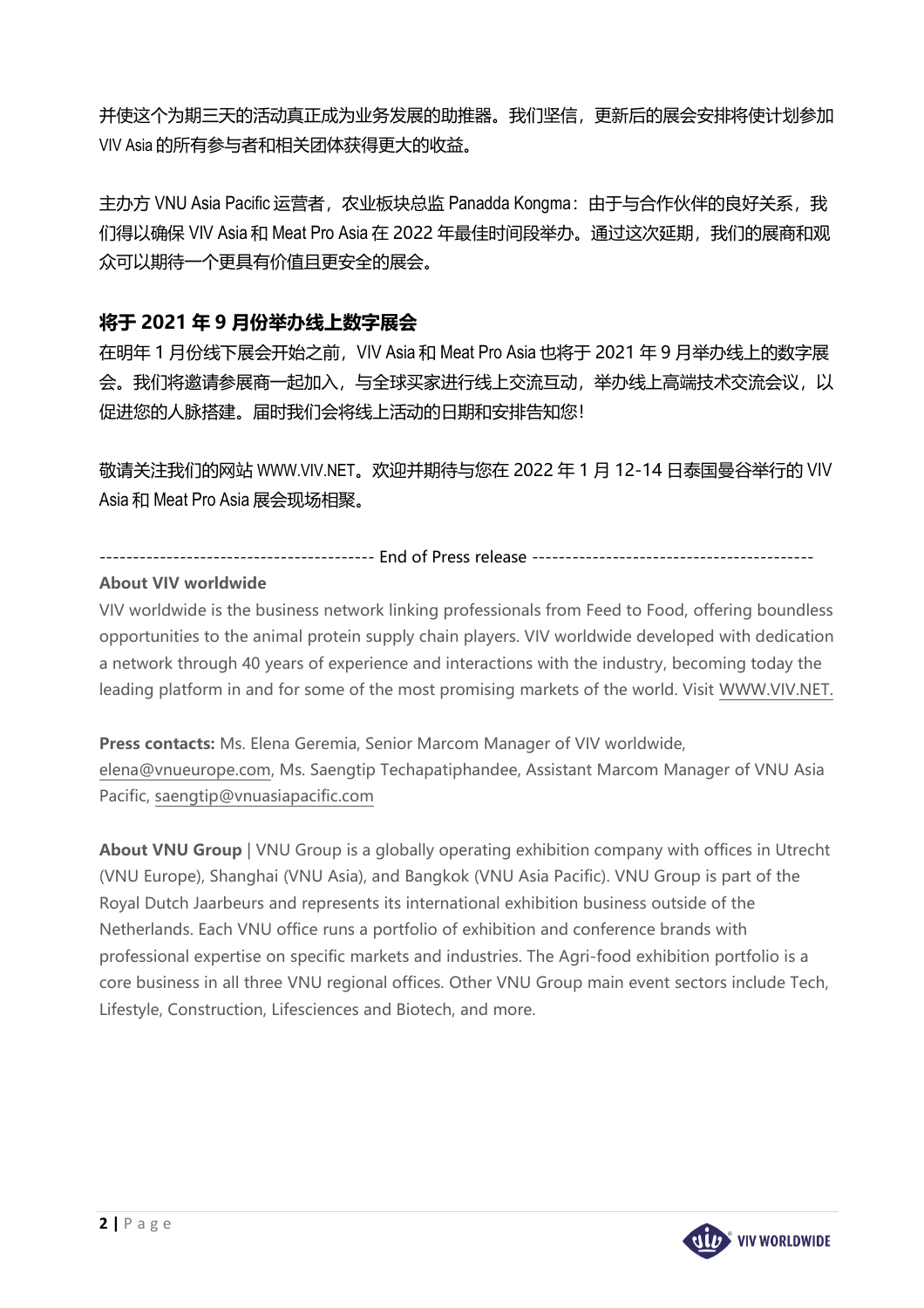并使这个为期三天的活动真正成为业务发展的助推器。我们坚信，更新后的展会安排将使计划参加 VIV Asia 的所有参与者和相关团体获得更大的收益。

主办方 VNU Asia Pacific 运营者，农业板块总监 Panadda Kongma：由于与合作伙伴的良好关系，我们得以确保 VIV Asia 和 Meat Pro Asia 在 2022 年最佳时间段举办。通过这次延期，我们的展商和观众可以期待一个更具有价值且更安全的展会。

### 将于 2021 年 9 月份举办线上数字展会

在明年 1 月份线下展会开始之前，VIV Asia 和 Meat Pro Asia 也将于 2021 年 9 月举办线上的数字展会。我们将邀请参展商一起加入，与全球买家进行线上交流互动，举办线上高端技术交流会议，以促进您的人脉搭建。届时我们会将线上活动的日期和安排告知您！

敬请关注我们的网站 WWW.VIV.NET。欢迎并期待与您在 2022 年 1 月 12-14 日泰国曼谷举行的 VIV Asia 和 Meat Pro Asia 展会现场相聚。

----------------------------------------- End of Press release -----------------------------------------

**About VIV worldwide**

VIV worldwide is the business network linking professionals from Feed to Food, offering boundless opportunities to the animal protein supply chain players. VIV worldwide developed with dedication a network through 40 years of experience and interactions with the industry, becoming today the leading platform in and for some of the most promising markets of the world. Visit WWW.VIV.NET.

**Press contacts:** Ms. Elena Geremia, Senior Marcom Manager of VIV worldwide, elena@vnueurope.com, Ms. Saengtip Techapatiphandee, Assistant Marcom Manager of VNU Asia Pacific, saengtip@vnuasiapacific.com

**About VNU Group** | VNU Group is a globally operating exhibition company with offices in Utrecht (VNU Europe), Shanghai (VNU Asia), and Bangkok (VNU Asia Pacific). VNU Group is part of the Royal Dutch Jaarbeurs and represents its international exhibition business outside of the Netherlands. Each VNU office runs a portfolio of exhibition and conference brands with professional expertise on specific markets and industries. The Agri-food exhibition portfolio is a core business in all three VNU regional offices. Other VNU Group main event sectors include Tech, Lifestyle, Construction, Lifesciences and Biotech, and more.